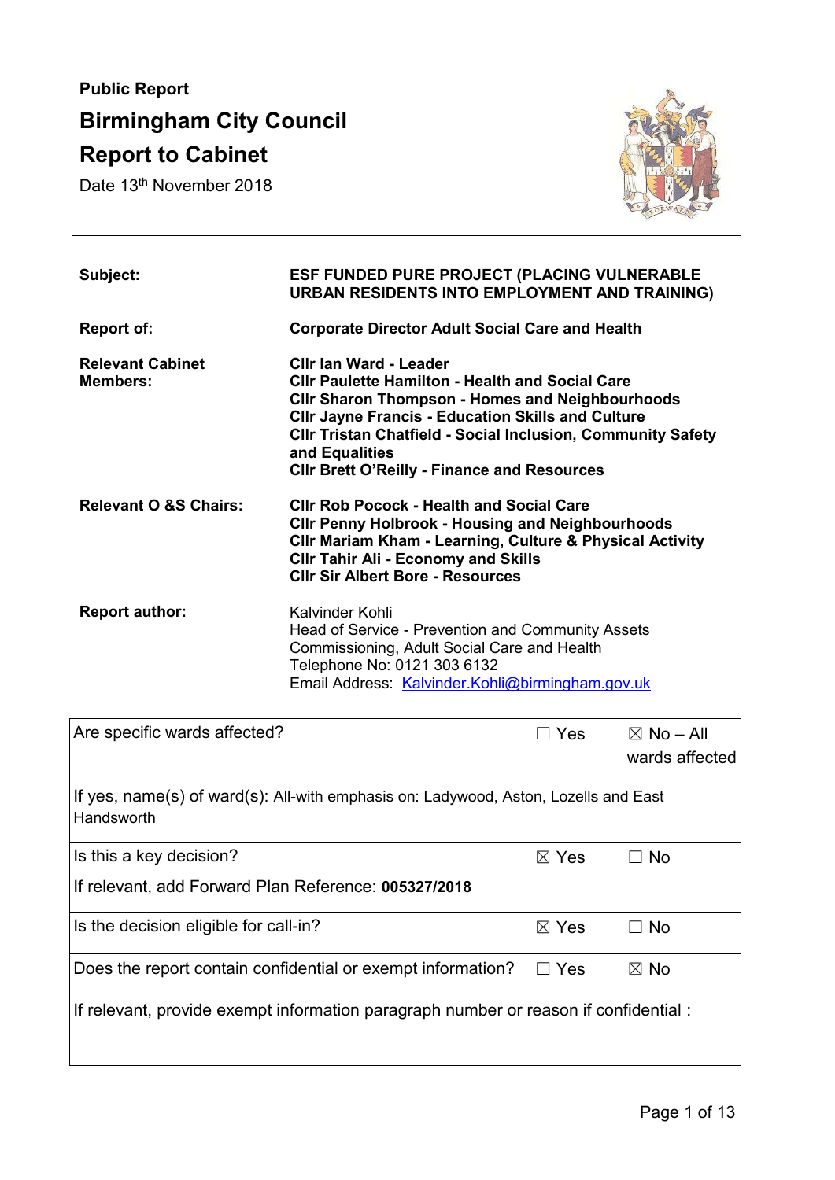**Public Report**

# Birmingham City Council

# Report to Cabinet

Date 13th November 2018

| | |
|---|---|
| **Subject:** | **ESF FUNDED PURE PROJECT (PLACING VULNERABLE URBAN RESIDENTS INTO EMPLOYMENT AND TRAINING)** |
| **Report of:** | **Corporate Director Adult Social Care and Health** |
| **Relevant Cabinet Members:** | **Cllr Ian Ward - Leader**<br>**Cllr Paulette Hamilton - Health and Social Care**<br>**Cllr Sharon Thompson - Homes and Neighbourhoods**<br>**Cllr Jayne Francis - Education Skills and Culture**<br>**Cllr Tristan Chatfield - Social Inclusion, Community Safety and Equalities**<br>**Cllr Brett O'Reilly - Finance and Resources** |
| **Relevant O &S Chairs:** | **Cllr Rob Pocock - Health and Social Care**<br>**Cllr Penny Holbrook - Housing and Neighbourhoods**<br>**Cllr Mariam Kham - Learning, Culture & Physical Activity**<br>**Cllr Tahir Ali - Economy and Skills**<br>**Cllr Sir Albert Bore - Resources** |
| **Report author:** | Kalvinder Kohli<br>Head of Service - Prevention and Community Assets Commissioning, Adult Social Care and Health<br>Telephone No: 0121 303 6132<br>Email Address: Kalvinder.Kohli@birmingham.gov.uk |

| | | |
|---|---|---|
| Are specific wards affected?<br><br>If yes, name(s) of ward(s): All-with emphasis on: Ladywood, Aston, Lozells and East Handsworth | ☐ Yes | ☒ No – All wards affected |
| Is this a key decision?<br><br>If relevant, add Forward Plan Reference: **005327/2018** | ☒ Yes | ☐ No |
| Is the decision eligible for call-in? | ☒ Yes | ☐ No |
| Does the report contain confidential or exempt information?<br><br>If relevant, provide exempt information paragraph number or reason if confidential : | ☐ Yes | ☒ No |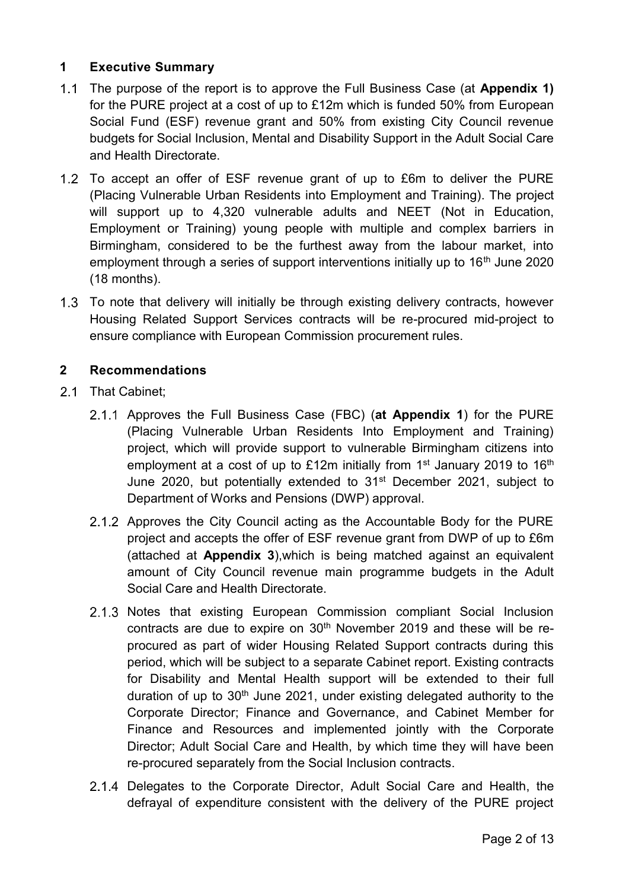## 1 Executive Summary

1.1 The purpose of the report is to approve the Full Business Case (at **Appendix 1)** for the PURE project at a cost of up to £12m which is funded 50% from European Social Fund (ESF) revenue grant and 50% from existing City Council revenue budgets for Social Inclusion, Mental and Disability Support in the Adult Social Care and Health Directorate.

1.2 To accept an offer of ESF revenue grant of up to £6m to deliver the PURE (Placing Vulnerable Urban Residents into Employment and Training). The project will support up to 4,320 vulnerable adults and NEET (Not in Education, Employment or Training) young people with multiple and complex barriers in Birmingham, considered to be the furthest away from the labour market, into employment through a series of support interventions initially up to 16th June 2020 (18 months).

1.3 To note that delivery will initially be through existing delivery contracts, however Housing Related Support Services contracts will be re-procured mid-project to ensure compliance with European Commission procurement rules.

## 2 Recommendations

2.1 That Cabinet;

2.1.1 Approves the Full Business Case (FBC) (**at Appendix 1**) for the PURE (Placing Vulnerable Urban Residents Into Employment and Training) project, which will provide support to vulnerable Birmingham citizens into employment at a cost of up to £12m initially from 1st January 2019 to 16th June 2020, but potentially extended to 31st December 2021, subject to Department of Works and Pensions (DWP) approval.

2.1.2 Approves the City Council acting as the Accountable Body for the PURE project and accepts the offer of ESF revenue grant from DWP of up to £6m (attached at **Appendix 3**),which is being matched against an equivalent amount of City Council revenue main programme budgets in the Adult Social Care and Health Directorate.

2.1.3 Notes that existing European Commission compliant Social Inclusion contracts are due to expire on 30th November 2019 and these will be re-procured as part of wider Housing Related Support contracts during this period, which will be subject to a separate Cabinet report. Existing contracts for Disability and Mental Health support will be extended to their full duration of up to 30th June 2021, under existing delegated authority to the Corporate Director; Finance and Governance, and Cabinet Member for Finance and Resources and implemented jointly with the Corporate Director; Adult Social Care and Health, by which time they will have been re-procured separately from the Social Inclusion contracts.

2.1.4 Delegates to the Corporate Director, Adult Social Care and Health, the defrayal of expenditure consistent with the delivery of the PURE project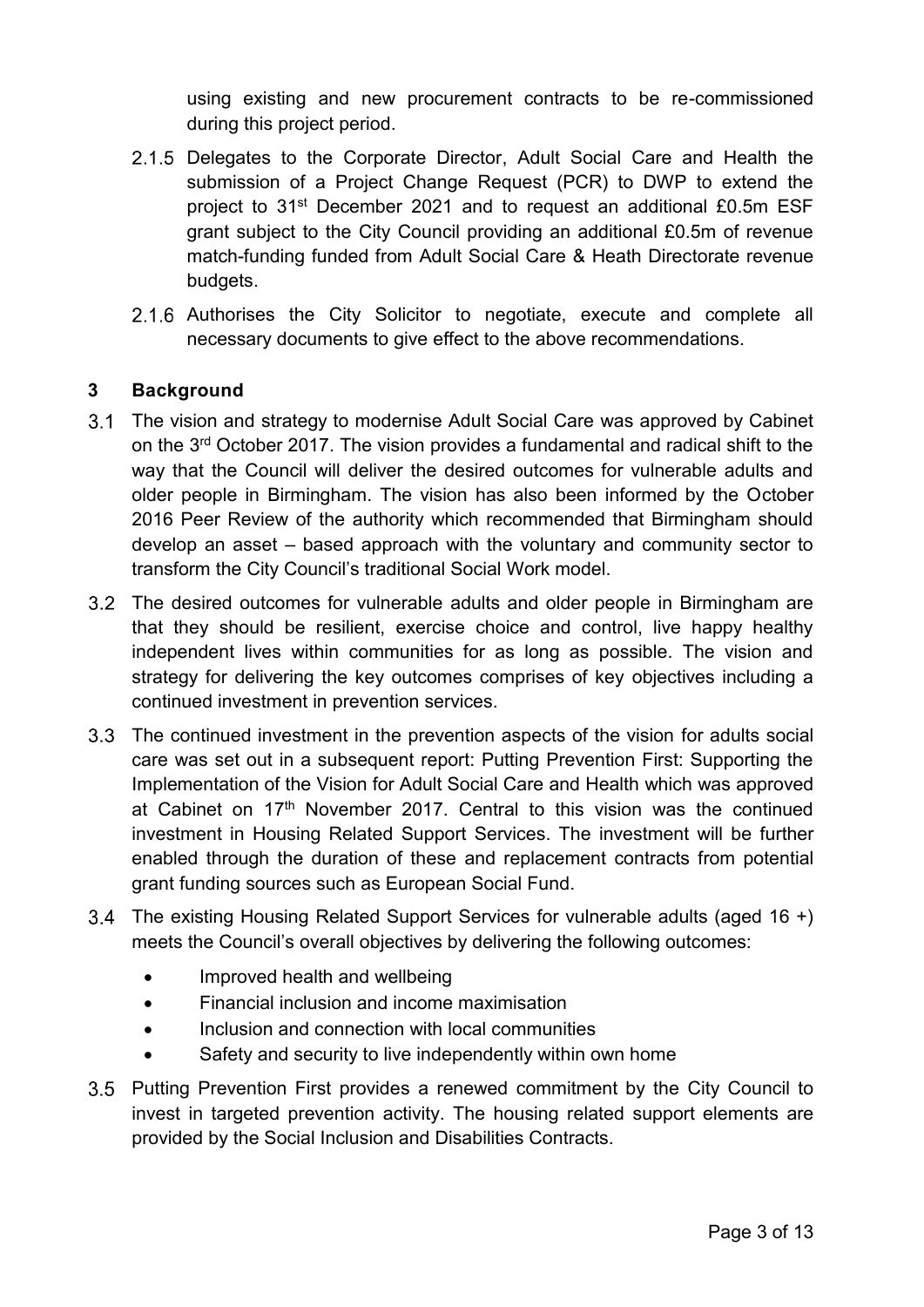using existing and new procurement contracts to be re-commissioned during this project period.

2.1.5 Delegates to the Corporate Director, Adult Social Care and Health the submission of a Project Change Request (PCR) to DWP to extend the project to 31st December 2021 and to request an additional £0.5m ESF grant subject to the City Council providing an additional £0.5m of revenue match-funding funded from Adult Social Care & Heath Directorate revenue budgets.

2.1.6 Authorises the City Solicitor to negotiate, execute and complete all necessary documents to give effect to the above recommendations.

## 3 Background

3.1 The vision and strategy to modernise Adult Social Care was approved by Cabinet on the 3rd October 2017. The vision provides a fundamental and radical shift to the way that the Council will deliver the desired outcomes for vulnerable adults and older people in Birmingham. The vision has also been informed by the October 2016 Peer Review of the authority which recommended that Birmingham should develop an asset – based approach with the voluntary and community sector to transform the City Council's traditional Social Work model.

3.2 The desired outcomes for vulnerable adults and older people in Birmingham are that they should be resilient, exercise choice and control, live happy healthy independent lives within communities for as long as possible. The vision and strategy for delivering the key outcomes comprises of key objectives including a continued investment in prevention services.

3.3 The continued investment in the prevention aspects of the vision for adults social care was set out in a subsequent report: Putting Prevention First: Supporting the Implementation of the Vision for Adult Social Care and Health which was approved at Cabinet on 17th November 2017. Central to this vision was the continued investment in Housing Related Support Services. The investment will be further enabled through the duration of these and replacement contracts from potential grant funding sources such as European Social Fund.

3.4 The existing Housing Related Support Services for vulnerable adults (aged 16 +) meets the Council's overall objectives by delivering the following outcomes:

- Improved health and wellbeing
- Financial inclusion and income maximisation
- Inclusion and connection with local communities
- Safety and security to live independently within own home

3.5 Putting Prevention First provides a renewed commitment by the City Council to invest in targeted prevention activity. The housing related support elements are provided by the Social Inclusion and Disabilities Contracts.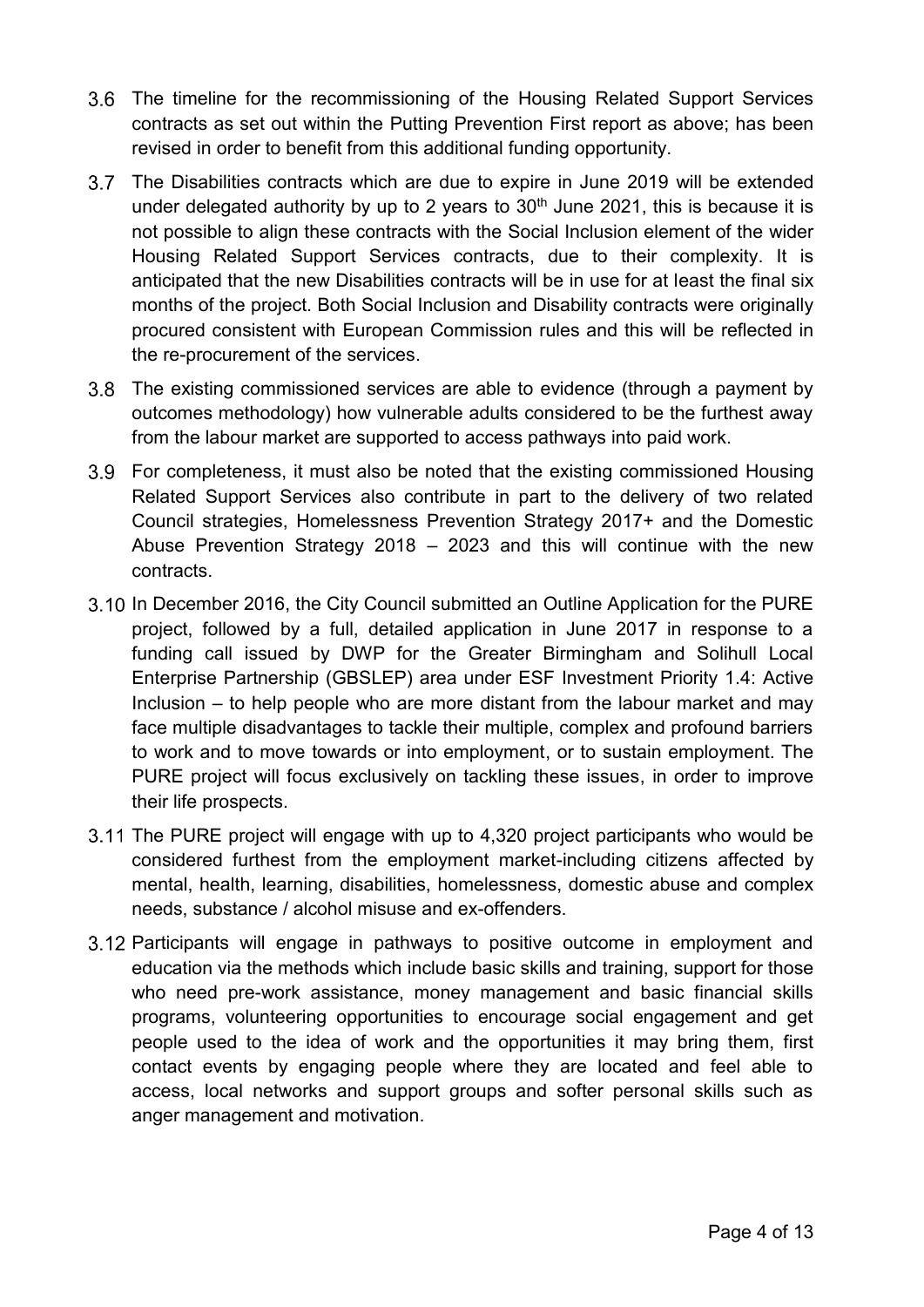3.6 The timeline for the recommissioning of the Housing Related Support Services contracts as set out within the Putting Prevention First report as above; has been revised in order to benefit from this additional funding opportunity.

3.7 The Disabilities contracts which are due to expire in June 2019 will be extended under delegated authority by up to 2 years to 30th June 2021, this is because it is not possible to align these contracts with the Social Inclusion element of the wider Housing Related Support Services contracts, due to their complexity. It is anticipated that the new Disabilities contracts will be in use for at least the final six months of the project. Both Social Inclusion and Disability contracts were originally procured consistent with European Commission rules and this will be reflected in the re-procurement of the services.

3.8 The existing commissioned services are able to evidence (through a payment by outcomes methodology) how vulnerable adults considered to be the furthest away from the labour market are supported to access pathways into paid work.

3.9 For completeness, it must also be noted that the existing commissioned Housing Related Support Services also contribute in part to the delivery of two related Council strategies, Homelessness Prevention Strategy 2017+ and the Domestic Abuse Prevention Strategy 2018 – 2023 and this will continue with the new contracts.

3.10 In December 2016, the City Council submitted an Outline Application for the PURE project, followed by a full, detailed application in June 2017 in response to a funding call issued by DWP for the Greater Birmingham and Solihull Local Enterprise Partnership (GBSLEP) area under ESF Investment Priority 1.4: Active Inclusion – to help people who are more distant from the labour market and may face multiple disadvantages to tackle their multiple, complex and profound barriers to work and to move towards or into employment, or to sustain employment. The PURE project will focus exclusively on tackling these issues, in order to improve their life prospects.

3.11 The PURE project will engage with up to 4,320 project participants who would be considered furthest from the employment market-including citizens affected by mental, health, learning, disabilities, homelessness, domestic abuse and complex needs, substance / alcohol misuse and ex-offenders.

3.12 Participants will engage in pathways to positive outcome in employment and education via the methods which include basic skills and training, support for those who need pre-work assistance, money management and basic financial skills programs, volunteering opportunities to encourage social engagement and get people used to the idea of work and the opportunities it may bring them, first contact events by engaging people where they are located and feel able to access, local networks and support groups and softer personal skills such as anger management and motivation.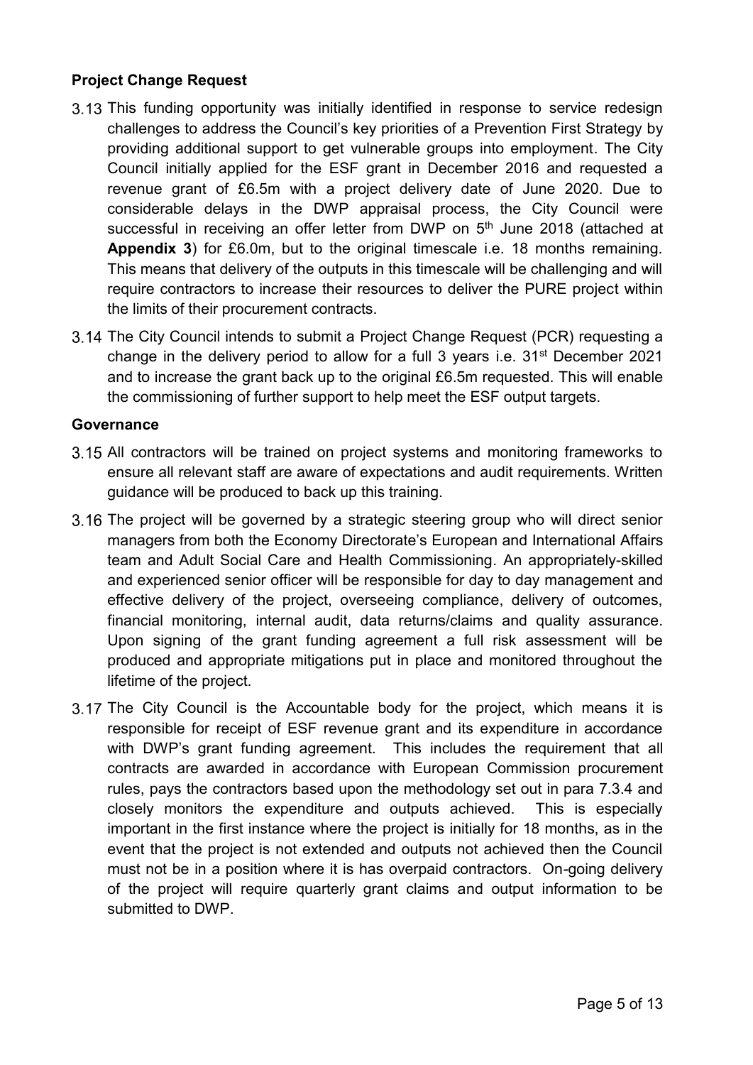**Project Change Request**

3.13 This funding opportunity was initially identified in response to service redesign challenges to address the Council's key priorities of a Prevention First Strategy by providing additional support to get vulnerable groups into employment. The City Council initially applied for the ESF grant in December 2016 and requested a revenue grant of £6.5m with a project delivery date of June 2020. Due to considerable delays in the DWP appraisal process, the City Council were successful in receiving an offer letter from DWP on 5th June 2018 (attached at **Appendix 3**) for £6.0m, but to the original timescale i.e. 18 months remaining. This means that delivery of the outputs in this timescale will be challenging and will require contractors to increase their resources to deliver the PURE project within the limits of their procurement contracts.

3.14 The City Council intends to submit a Project Change Request (PCR) requesting a change in the delivery period to allow for a full 3 years i.e. 31st December 2021 and to increase the grant back up to the original £6.5m requested. This will enable the commissioning of further support to help meet the ESF output targets.

**Governance**

3.15 All contractors will be trained on project systems and monitoring frameworks to ensure all relevant staff are aware of expectations and audit requirements. Written guidance will be produced to back up this training.

3.16 The project will be governed by a strategic steering group who will direct senior managers from both the Economy Directorate's European and International Affairs team and Adult Social Care and Health Commissioning. An appropriately-skilled and experienced senior officer will be responsible for day to day management and effective delivery of the project, overseeing compliance, delivery of outcomes, financial monitoring, internal audit, data returns/claims and quality assurance. Upon signing of the grant funding agreement a full risk assessment will be produced and appropriate mitigations put in place and monitored throughout the lifetime of the project.

3.17 The City Council is the Accountable body for the project, which means it is responsible for receipt of ESF revenue grant and its expenditure in accordance with DWP's grant funding agreement. This includes the requirement that all contracts are awarded in accordance with European Commission procurement rules, pays the contractors based upon the methodology set out in para 7.3.4 and closely monitors the expenditure and outputs achieved. This is especially important in the first instance where the project is initially for 18 months, as in the event that the project is not extended and outputs not achieved then the Council must not be in a position where it is has overpaid contractors. On-going delivery of the project will require quarterly grant claims and output information to be submitted to DWP.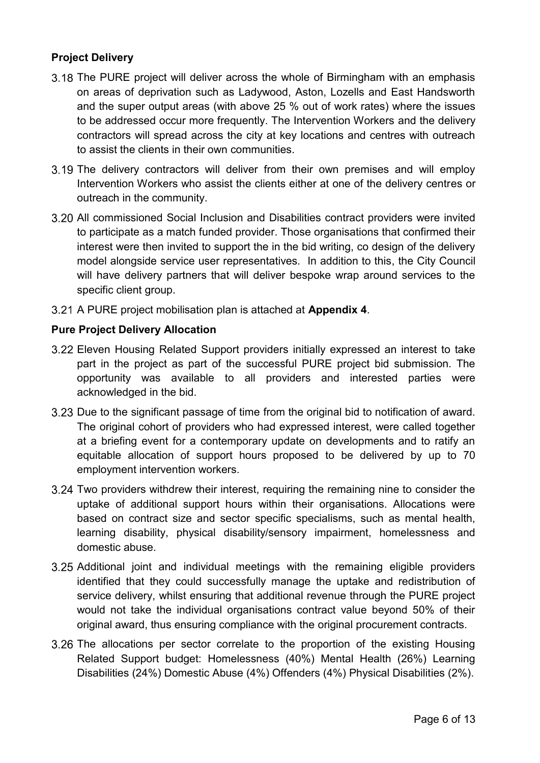**Project Delivery**

3.18 The PURE project will deliver across the whole of Birmingham with an emphasis on areas of deprivation such as Ladywood, Aston, Lozells and East Handsworth and the super output areas (with above 25 % out of work rates) where the issues to be addressed occur more frequently. The Intervention Workers and the delivery contractors will spread across the city at key locations and centres with outreach to assist the clients in their own communities.

3.19 The delivery contractors will deliver from their own premises and will employ Intervention Workers who assist the clients either at one of the delivery centres or outreach in the community.

3.20 All commissioned Social Inclusion and Disabilities contract providers were invited to participate as a match funded provider. Those organisations that confirmed their interest were then invited to support the in the bid writing, co design of the delivery model alongside service user representatives. In addition to this, the City Council will have delivery partners that will deliver bespoke wrap around services to the specific client group.

3.21 A PURE project mobilisation plan is attached at **Appendix 4**.

**Pure Project Delivery Allocation**

3.22 Eleven Housing Related Support providers initially expressed an interest to take part in the project as part of the successful PURE project bid submission. The opportunity was available to all providers and interested parties were acknowledged in the bid.

3.23 Due to the significant passage of time from the original bid to notification of award. The original cohort of providers who had expressed interest, were called together at a briefing event for a contemporary update on developments and to ratify an equitable allocation of support hours proposed to be delivered by up to 70 employment intervention workers.

3.24 Two providers withdrew their interest, requiring the remaining nine to consider the uptake of additional support hours within their organisations. Allocations were based on contract size and sector specific specialisms, such as mental health, learning disability, physical disability/sensory impairment, homelessness and domestic abuse.

3.25 Additional joint and individual meetings with the remaining eligible providers identified that they could successfully manage the uptake and redistribution of service delivery, whilst ensuring that additional revenue through the PURE project would not take the individual organisations contract value beyond 50% of their original award, thus ensuring compliance with the original procurement contracts.

3.26 The allocations per sector correlate to the proportion of the existing Housing Related Support budget: Homelessness (40%) Mental Health (26%) Learning Disabilities (24%) Domestic Abuse (4%) Offenders (4%) Physical Disabilities (2%).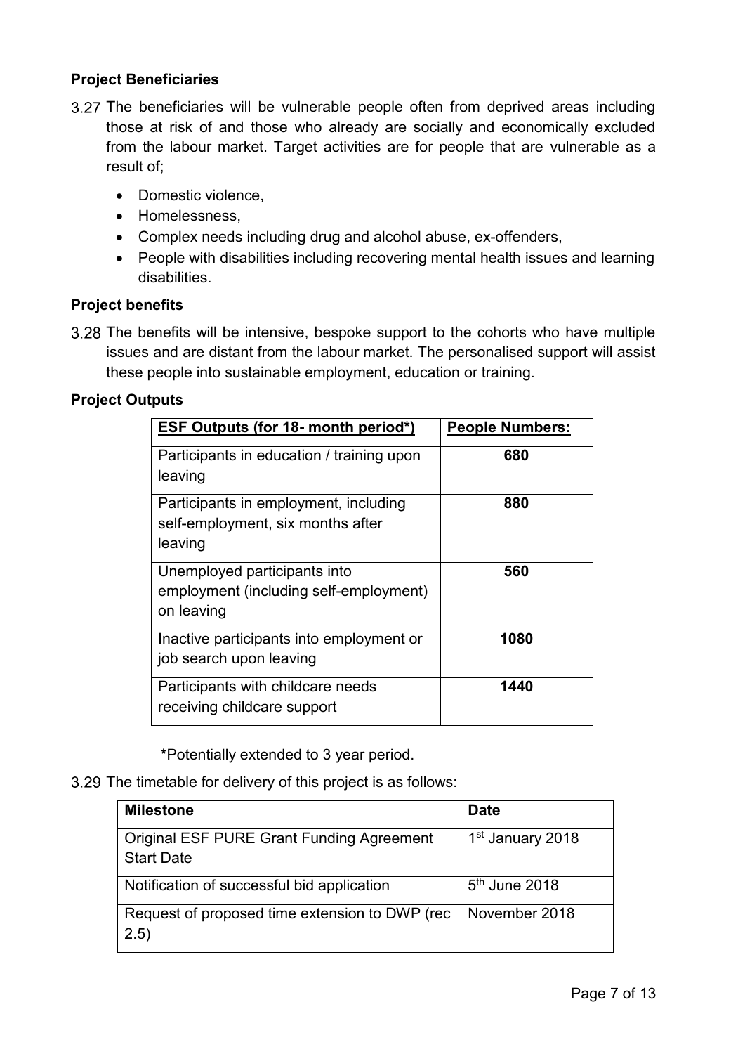**Project Beneficiaries**

3.27 The beneficiaries will be vulnerable people often from deprived areas including those at risk of and those who already are socially and economically excluded from the labour market. Target activities are for people that are vulnerable as a result of;

- Domestic violence,
- Homelessness,
- Complex needs including drug and alcohol abuse, ex-offenders,
- People with disabilities including recovering mental health issues and learning disabilities.

**Project benefits**

3.28 The benefits will be intensive, bespoke support to the cohorts who have multiple issues and are distant from the labour market. The personalised support will assist these people into sustainable employment, education or training.

**Project Outputs**

| ESF Outputs (for 18- month period*) | People Numbers: |
|---|---|
| Participants in education / training upon leaving | **680** |
| Participants in employment, including self-employment, six months after leaving | **880** |
| Unemployed participants into employment (including self-employment) on leaving | **560** |
| Inactive participants into employment or job search upon leaving | **1080** |
| Participants with childcare needs receiving childcare support | **1440** |

***Potentially extended to 3 year period.

3.29 The timetable for delivery of this project is as follows:

| Milestone | Date |
|---|---|
| Original ESF PURE Grant Funding Agreement Start Date | 1st January 2018 |
| Notification of successful bid application | 5th June 2018 |
| Request of proposed time extension to DWP (rec 2.5) | November 2018 |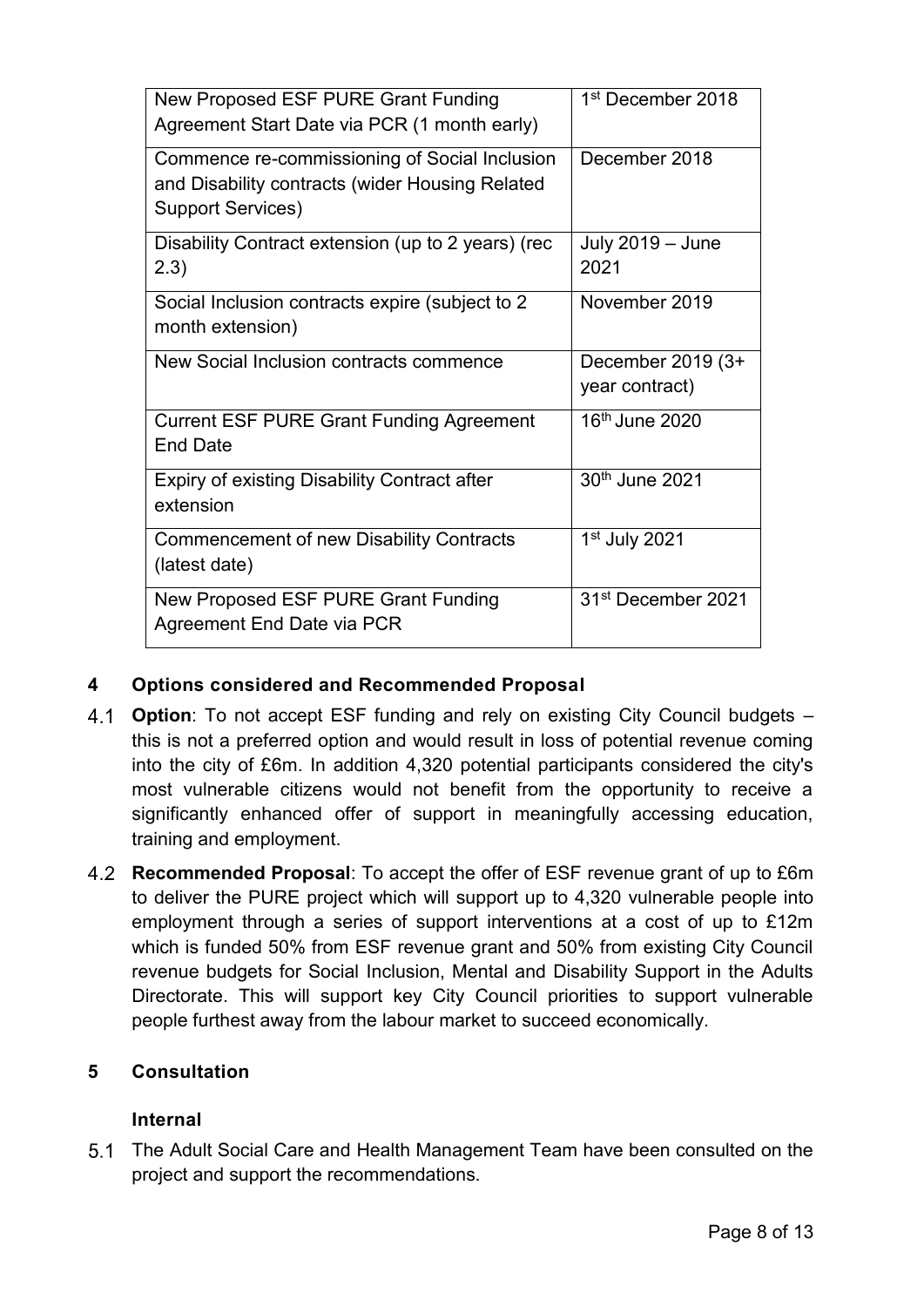| | |
|---|---|
| New Proposed ESF PURE Grant Funding Agreement Start Date via PCR (1 month early) | 1st December 2018 |
| Commence re-commissioning of Social Inclusion and Disability contracts (wider Housing Related Support Services) | December 2018 |
| Disability Contract extension (up to 2 years) (rec 2.3) | July 2019 – June 2021 |
| Social Inclusion contracts expire (subject to 2 month extension) | November 2019 |
| New Social Inclusion contracts commence | December 2019 (3+ year contract) |
| Current ESF PURE Grant Funding Agreement End Date | 16th June 2020 |
| Expiry of existing Disability Contract after extension | 30th June 2021 |
| Commencement of new Disability Contracts (latest date) | 1st July 2021 |
| New Proposed ESF PURE Grant Funding Agreement End Date via PCR | 31st December 2021 |

## 4 Options considered and Recommended Proposal

4.1 **Option**: To not accept ESF funding and rely on existing City Council budgets – this is not a preferred option and would result in loss of potential revenue coming into the city of £6m. In addition 4,320 potential participants considered the city's most vulnerable citizens would not benefit from the opportunity to receive a significantly enhanced offer of support in meaningfully accessing education, training and employment.

4.2 **Recommended Proposal**: To accept the offer of ESF revenue grant of up to £6m to deliver the PURE project which will support up to 4,320 vulnerable people into employment through a series of support interventions at a cost of up to £12m which is funded 50% from ESF revenue grant and 50% from existing City Council revenue budgets for Social Inclusion, Mental and Disability Support in the Adults Directorate. This will support key City Council priorities to support vulnerable people furthest away from the labour market to succeed economically.

## 5 Consultation

### Internal

5.1 The Adult Social Care and Health Management Team have been consulted on the project and support the recommendations.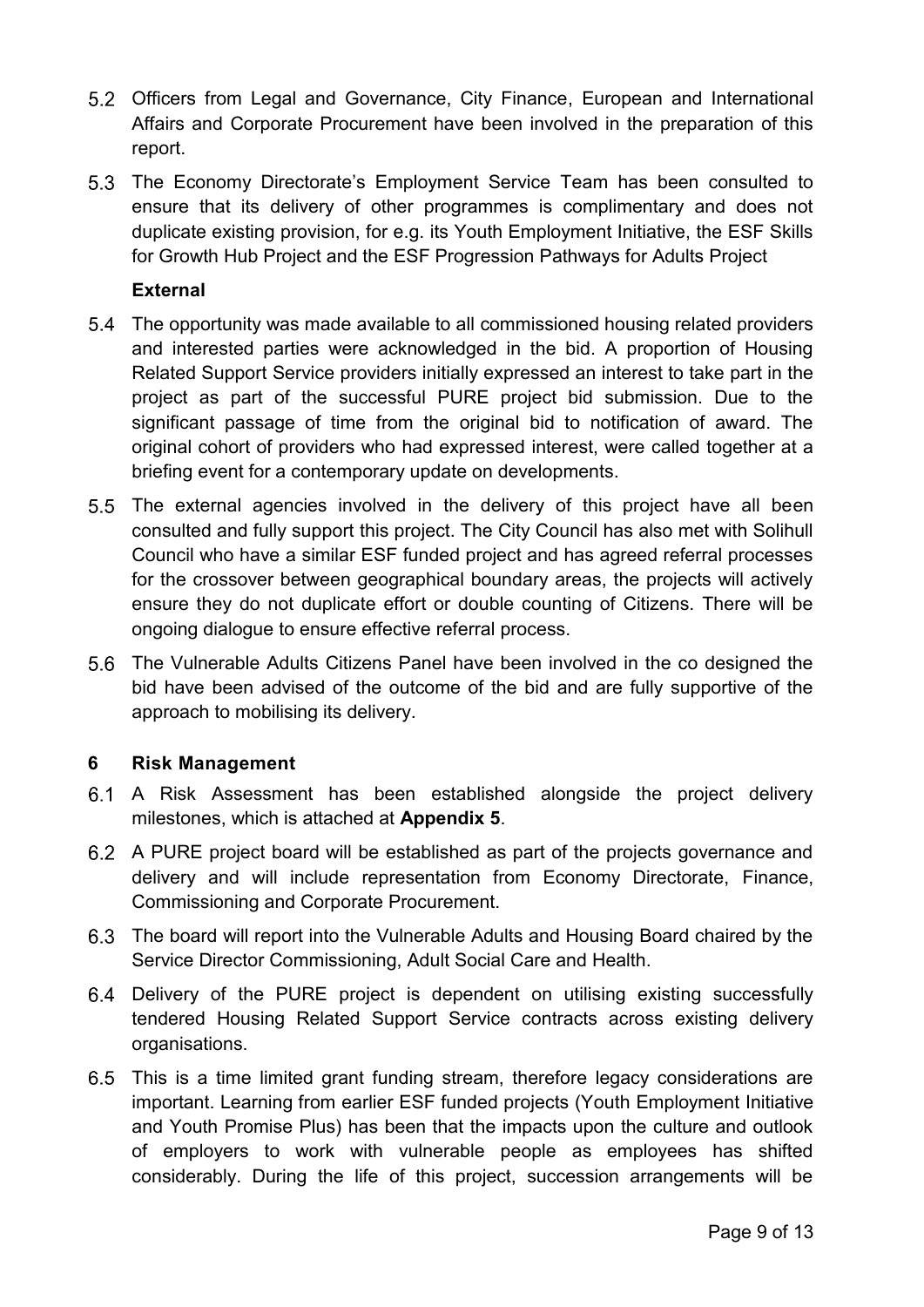5.2 Officers from Legal and Governance, City Finance, European and International Affairs and Corporate Procurement have been involved in the preparation of this report.

5.3 The Economy Directorate's Employment Service Team has been consulted to ensure that its delivery of other programmes is complimentary and does not duplicate existing provision, for e.g. its Youth Employment Initiative, the ESF Skills for Growth Hub Project and the ESF Progression Pathways for Adults Project

**External**

5.4 The opportunity was made available to all commissioned housing related providers and interested parties were acknowledged in the bid. A proportion of Housing Related Support Service providers initially expressed an interest to take part in the project as part of the successful PURE project bid submission. Due to the significant passage of time from the original bid to notification of award. The original cohort of providers who had expressed interest, were called together at a briefing event for a contemporary update on developments.

5.5 The external agencies involved in the delivery of this project have all been consulted and fully support this project. The City Council has also met with Solihull Council who have a similar ESF funded project and has agreed referral processes for the crossover between geographical boundary areas, the projects will actively ensure they do not duplicate effort or double counting of Citizens. There will be ongoing dialogue to ensure effective referral process.

5.6 The Vulnerable Adults Citizens Panel have been involved in the co designed the bid have been advised of the outcome of the bid and are fully supportive of the approach to mobilising its delivery.

## 6 Risk Management

6.1 A Risk Assessment has been established alongside the project delivery milestones, which is attached at **Appendix 5**.

6.2 A PURE project board will be established as part of the projects governance and delivery and will include representation from Economy Directorate, Finance, Commissioning and Corporate Procurement.

6.3 The board will report into the Vulnerable Adults and Housing Board chaired by the Service Director Commissioning, Adult Social Care and Health.

6.4 Delivery of the PURE project is dependent on utilising existing successfully tendered Housing Related Support Service contracts across existing delivery organisations.

6.5 This is a time limited grant funding stream, therefore legacy considerations are important. Learning from earlier ESF funded projects (Youth Employment Initiative and Youth Promise Plus) has been that the impacts upon the culture and outlook of employers to work with vulnerable people as employees has shifted considerably. During the life of this project, succession arrangements will be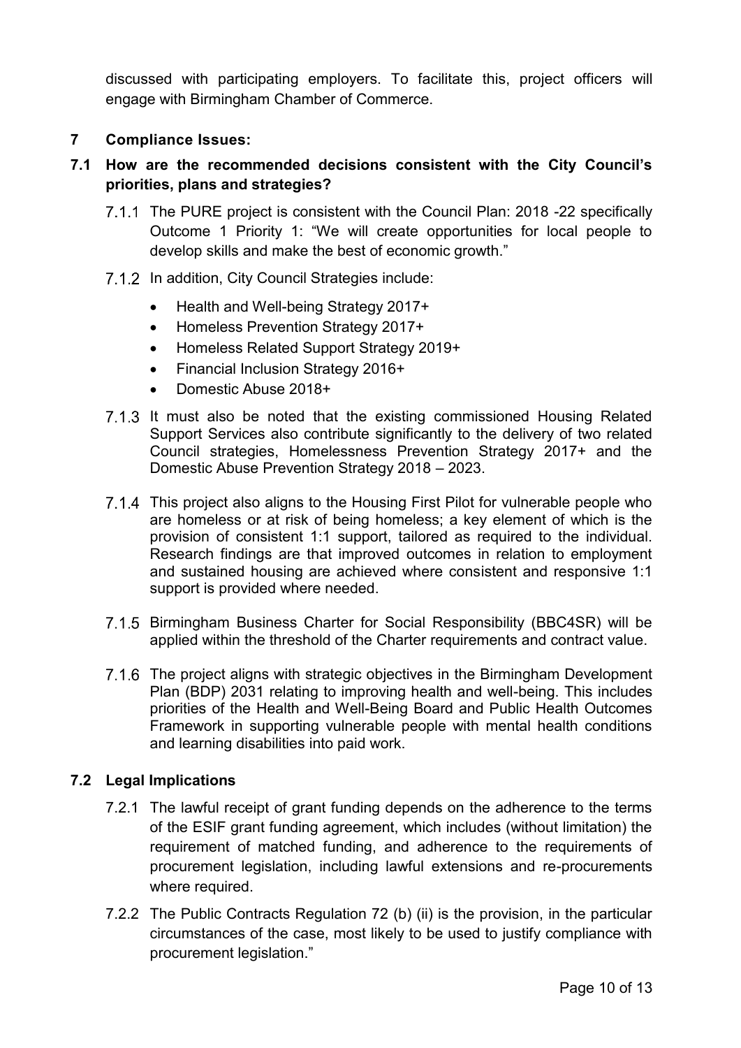discussed with participating employers. To facilitate this, project officers will engage with Birmingham Chamber of Commerce.

## 7 Compliance Issues:

### 7.1 How are the recommended decisions consistent with the City Council's priorities, plans and strategies?

7.1.1 The PURE project is consistent with the Council Plan: 2018 -22 specifically Outcome 1 Priority 1: "We will create opportunities for local people to develop skills and make the best of economic growth."

7.1.2 In addition, City Council Strategies include:

- Health and Well-being Strategy 2017+
- Homeless Prevention Strategy 2017+
- Homeless Related Support Strategy 2019+
- Financial Inclusion Strategy 2016+
- Domestic Abuse 2018+

7.1.3 It must also be noted that the existing commissioned Housing Related Support Services also contribute significantly to the delivery of two related Council strategies, Homelessness Prevention Strategy 2017+ and the Domestic Abuse Prevention Strategy 2018 – 2023.

7.1.4 This project also aligns to the Housing First Pilot for vulnerable people who are homeless or at risk of being homeless; a key element of which is the provision of consistent 1:1 support, tailored as required to the individual. Research findings are that improved outcomes in relation to employment and sustained housing are achieved where consistent and responsive 1:1 support is provided where needed.

7.1.5 Birmingham Business Charter for Social Responsibility (BBC4SR) will be applied within the threshold of the Charter requirements and contract value.

7.1.6 The project aligns with strategic objectives in the Birmingham Development Plan (BDP) 2031 relating to improving health and well-being. This includes priorities of the Health and Well-Being Board and Public Health Outcomes Framework in supporting vulnerable people with mental health conditions and learning disabilities into paid work.

### 7.2 Legal Implications

7.2.1 The lawful receipt of grant funding depends on the adherence to the terms of the ESIF grant funding agreement, which includes (without limitation) the requirement of matched funding, and adherence to the requirements of procurement legislation, including lawful extensions and re-procurements where required.

7.2.2 The Public Contracts Regulation 72 (b) (ii) is the provision, in the particular circumstances of the case, most likely to be used to justify compliance with procurement legislation."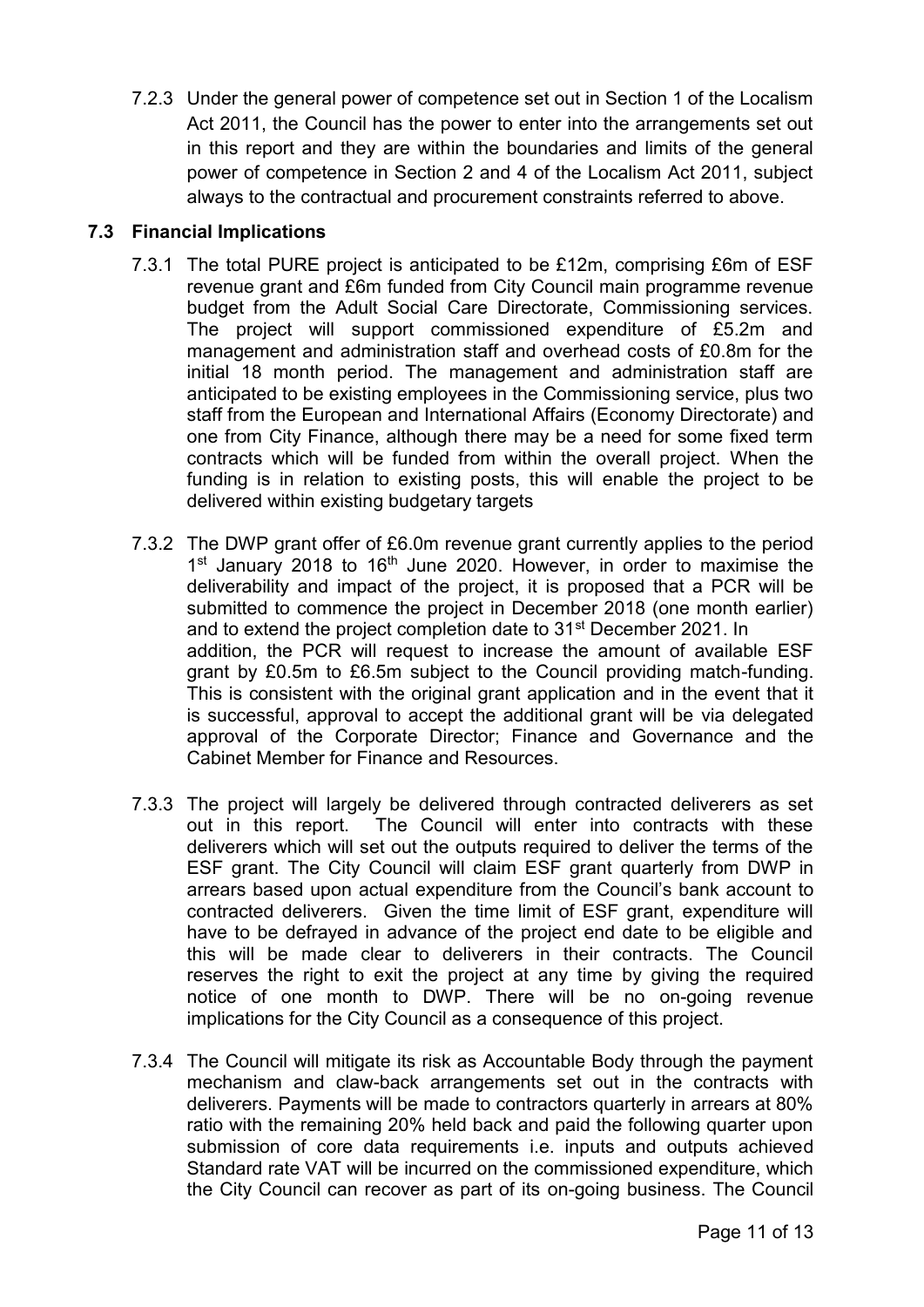7.2.3 Under the general power of competence set out in Section 1 of the Localism Act 2011, the Council has the power to enter into the arrangements set out in this report and they are within the boundaries and limits of the general power of competence in Section 2 and 4 of the Localism Act 2011, subject always to the contractual and procurement constraints referred to above.

### 7.3 Financial Implications

7.3.1 The total PURE project is anticipated to be £12m, comprising £6m of ESF revenue grant and £6m funded from City Council main programme revenue budget from the Adult Social Care Directorate, Commissioning services. The project will support commissioned expenditure of £5.2m and management and administration staff and overhead costs of £0.8m for the initial 18 month period. The management and administration staff are anticipated to be existing employees in the Commissioning service, plus two staff from the European and International Affairs (Economy Directorate) and one from City Finance, although there may be a need for some fixed term contracts which will be funded from within the overall project. When the funding is in relation to existing posts, this will enable the project to be delivered within existing budgetary targets

7.3.2 The DWP grant offer of £6.0m revenue grant currently applies to the period 1st January 2018 to 16th June 2020. However, in order to maximise the deliverability and impact of the project, it is proposed that a PCR will be submitted to commence the project in December 2018 (one month earlier) and to extend the project completion date to 31st December 2021. In addition, the PCR will request to increase the amount of available ESF grant by £0.5m to £6.5m subject to the Council providing match-funding. This is consistent with the original grant application and in the event that it is successful, approval to accept the additional grant will be via delegated approval of the Corporate Director; Finance and Governance and the Cabinet Member for Finance and Resources.

7.3.3 The project will largely be delivered through contracted deliverers as set out in this report. The Council will enter into contracts with these deliverers which will set out the outputs required to deliver the terms of the ESF grant. The City Council will claim ESF grant quarterly from DWP in arrears based upon actual expenditure from the Council's bank account to contracted deliverers. Given the time limit of ESF grant, expenditure will have to be defrayed in advance of the project end date to be eligible and this will be made clear to deliverers in their contracts. The Council reserves the right to exit the project at any time by giving the required notice of one month to DWP. There will be no on-going revenue implications for the City Council as a consequence of this project.

7.3.4 The Council will mitigate its risk as Accountable Body through the payment mechanism and claw-back arrangements set out in the contracts with deliverers. Payments will be made to contractors quarterly in arrears at 80% ratio with the remaining 20% held back and paid the following quarter upon submission of core data requirements i.e. inputs and outputs achieved Standard rate VAT will be incurred on the commissioned expenditure, which the City Council can recover as part of its on-going business. The Council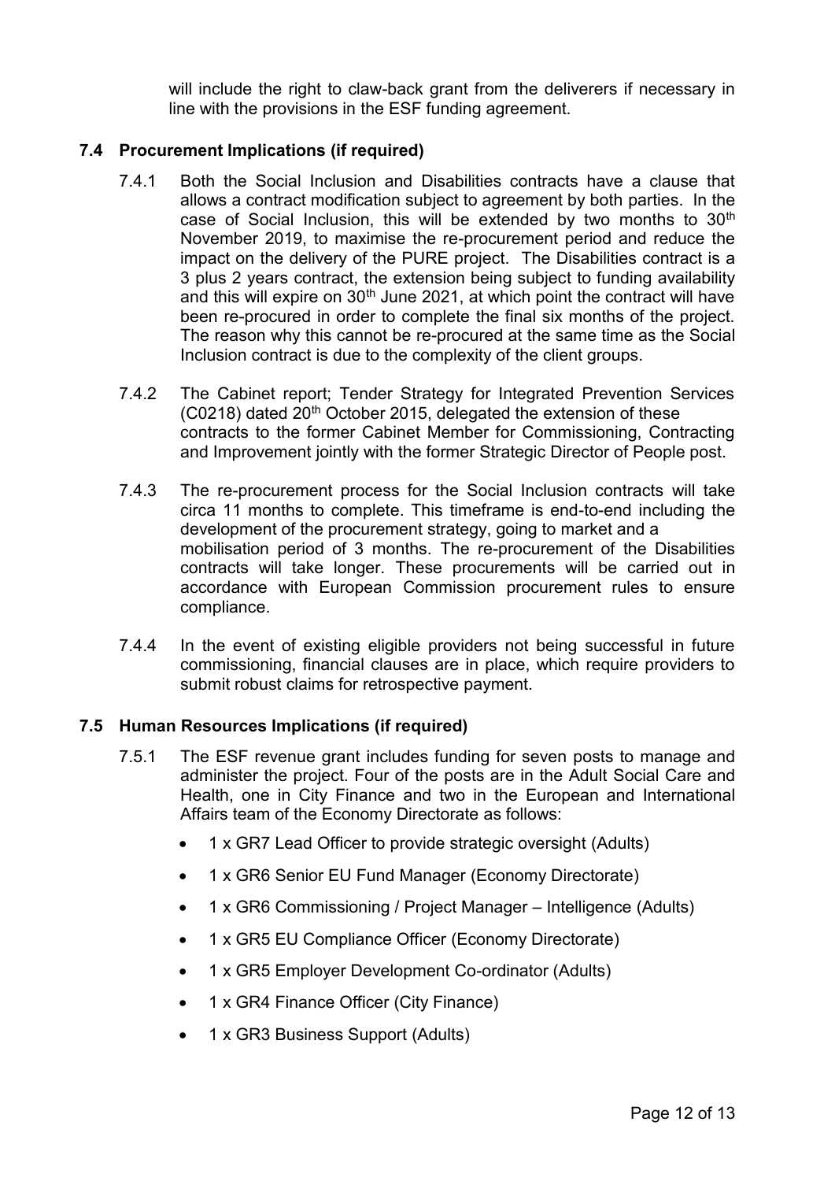will include the right to claw-back grant from the deliverers if necessary in line with the provisions in the ESF funding agreement.

### 7.4 Procurement Implications (if required)

7.4.1 Both the Social Inclusion and Disabilities contracts have a clause that allows a contract modification subject to agreement by both parties. In the case of Social Inclusion, this will be extended by two months to 30th November 2019, to maximise the re-procurement period and reduce the impact on the delivery of the PURE project. The Disabilities contract is a 3 plus 2 years contract, the extension being subject to funding availability and this will expire on 30th June 2021, at which point the contract will have been re-procured in order to complete the final six months of the project. The reason why this cannot be re-procured at the same time as the Social Inclusion contract is due to the complexity of the client groups.

7.4.2 The Cabinet report; Tender Strategy for Integrated Prevention Services (C0218) dated 20th October 2015, delegated the extension of these contracts to the former Cabinet Member for Commissioning, Contracting and Improvement jointly with the former Strategic Director of People post.

7.4.3 The re-procurement process for the Social Inclusion contracts will take circa 11 months to complete. This timeframe is end-to-end including the development of the procurement strategy, going to market and a mobilisation period of 3 months. The re-procurement of the Disabilities contracts will take longer. These procurements will be carried out in accordance with European Commission procurement rules to ensure compliance.

7.4.4 In the event of existing eligible providers not being successful in future commissioning, financial clauses are in place, which require providers to submit robust claims for retrospective payment.

### 7.5 Human Resources Implications (if required)

7.5.1 The ESF revenue grant includes funding for seven posts to manage and administer the project. Four of the posts are in the Adult Social Care and Health, one in City Finance and two in the European and International Affairs team of the Economy Directorate as follows:

- 1 x GR7 Lead Officer to provide strategic oversight (Adults)
- 1 x GR6 Senior EU Fund Manager (Economy Directorate)
- 1 x GR6 Commissioning / Project Manager – Intelligence (Adults)
- 1 x GR5 EU Compliance Officer (Economy Directorate)
- 1 x GR5 Employer Development Co-ordinator (Adults)
- 1 x GR4 Finance Officer (City Finance)
- 1 x GR3 Business Support (Adults)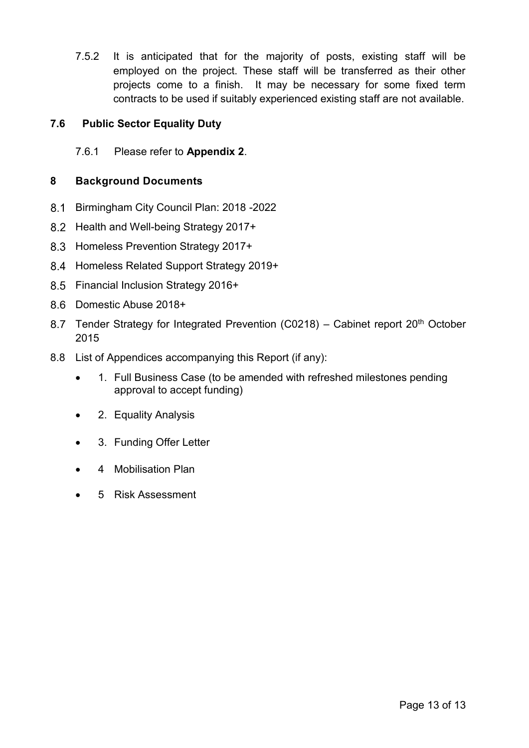7.5.2 It is anticipated that for the majority of posts, existing staff will be employed on the project. These staff will be transferred as their other projects come to a finish. It may be necessary for some fixed term contracts to be used if suitably experienced existing staff are not available.

### 7.6 Public Sector Equality Duty

7.6.1 Please refer to **Appendix 2**.

## 8 Background Documents

8.1 Birmingham City Council Plan: 2018 -2022

8.2 Health and Well-being Strategy 2017+

8.3 Homeless Prevention Strategy 2017+

8.4 Homeless Related Support Strategy 2019+

8.5 Financial Inclusion Strategy 2016+

8.6 Domestic Abuse 2018+

8.7 Tender Strategy for Integrated Prevention (C0218) – Cabinet report 20th October 2015

8.8 List of Appendices accompanying this Report (if any):

- 1. Full Business Case (to be amended with refreshed milestones pending approval to accept funding)
- 2. Equality Analysis
- 3. Funding Offer Letter
- 4 Mobilisation Plan
- 5 Risk Assessment